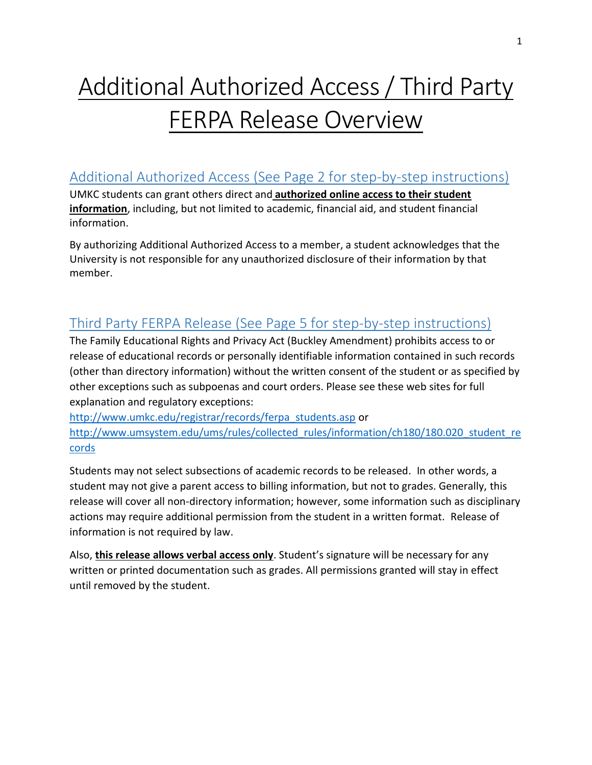# Additional Authorized Access / Third Party FERPA Release Overview

## Additional Authorized Access (See Page 2 for step-by-step instructions)

UMKC students can grant others direct and **authorized online access to their student information**, including, but not limited to academic, financial aid, and student financial information.

By authorizing Additional Authorized Access to a member, a student acknowledges that the University is not responsible for any unauthorized disclosure of their information by that member.

## Third Party FERPA Release (See Page 5 for step-by-step instructions)

The Family Educational Rights and Privacy Act (Buckley Amendment) prohibits access to or release of educational records or personally identifiable information contained in such records (other than directory information) without the written consent of the student or as specified by other exceptions such as subpoenas and court orders. Please see these web sites for full explanation and regulatory exceptions:
http://www.umkc.edu/registrar/records/ferpa_students.asp or
http://www.umsystem.edu/ums/rules/collected_rules/information/ch180/180.020_student_records

Students may not select subsections of academic records to be released. In other words, a student may not give a parent access to billing information, but not to grades. Generally, this release will cover all non-directory information; however, some information such as disciplinary actions may require additional permission from the student in a written format. Release of information is not required by law.

Also, **this release allows verbal access only**. Student's signature will be necessary for any written or printed documentation such as grades. All permissions granted will stay in effect until removed by the student.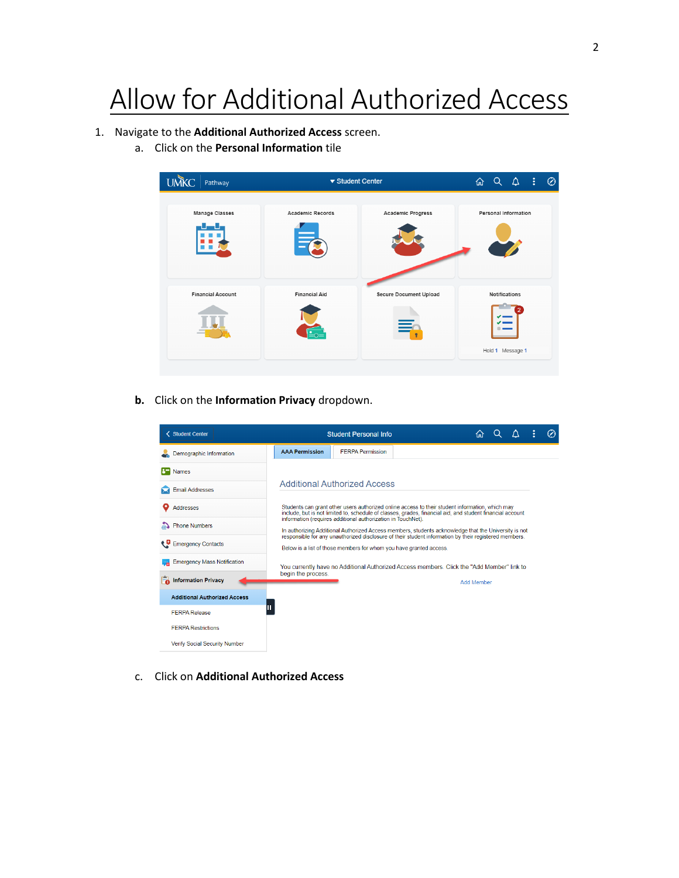# Allow for Additional Authorized Access

1. Navigate to the **Additional Authorized Access** screen.
   a. Click on the **Personal Information** tile

   **b.** Click on the **Information Privacy** dropdown.

   c. Click on **Additional Authorized Access**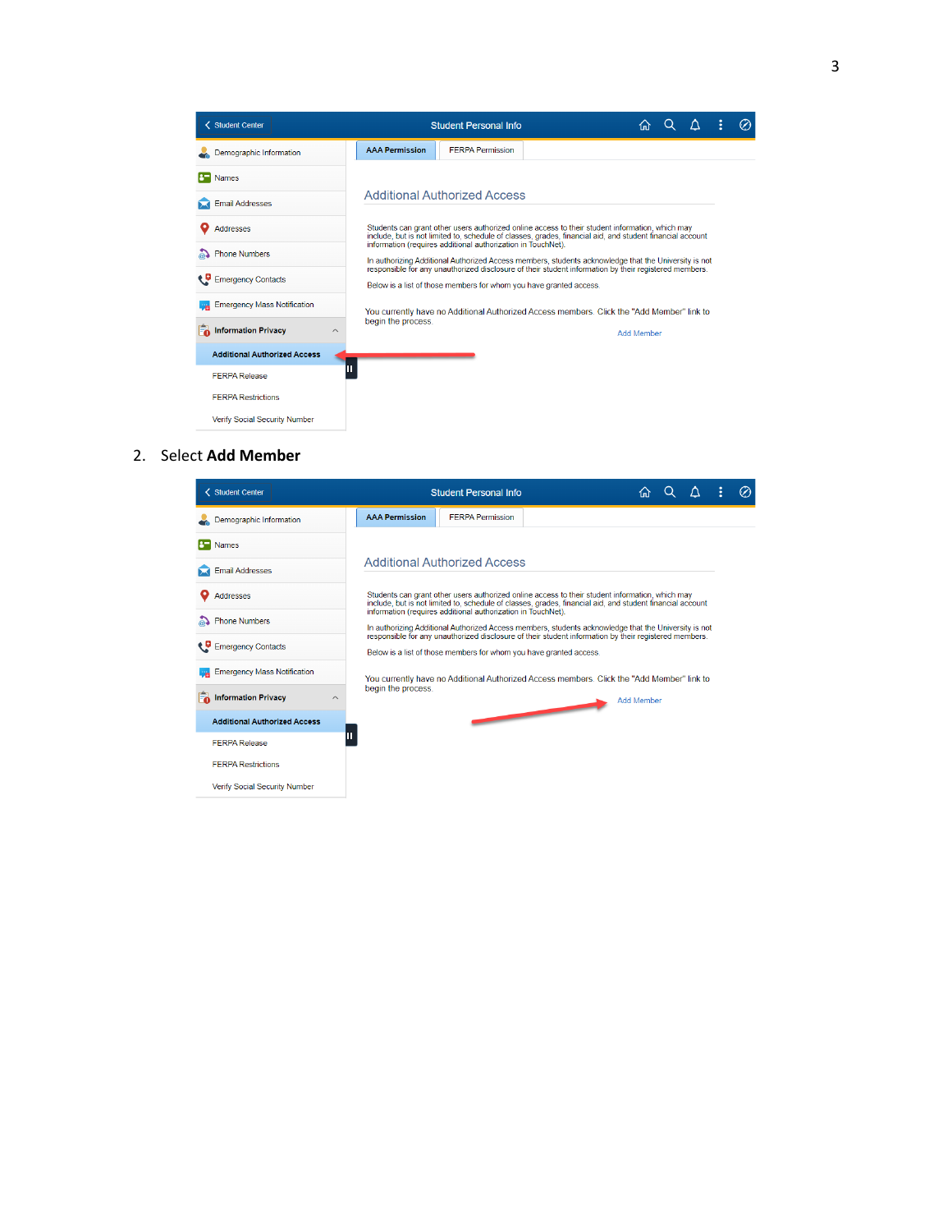2. Select **Add Member**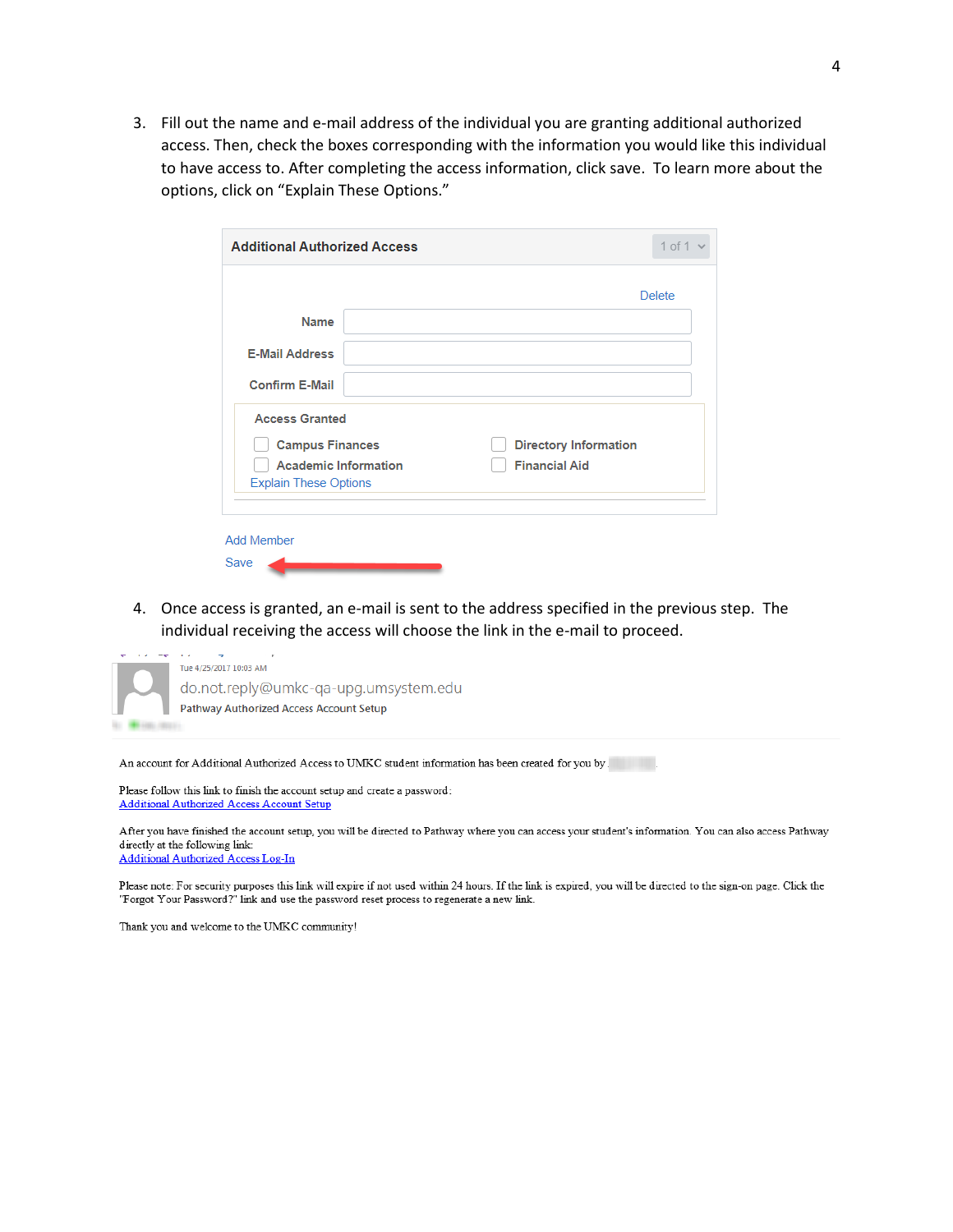3. Fill out the name and e-mail address of the individual you are granting additional authorized access. Then, check the boxes corresponding with the information you would like this individual to have access to. After completing the access information, click save. To learn more about the options, click on "Explain These Options."

**Additional Authorized Access** 1 of 1

Delete

Name

E-Mail Address

Confirm E-Mail

Access Granted

- [ ] Campus Finances
- [ ] Directory Information
- [ ] Academic Information
- [ ] Financial Aid

Explain These Options

Add Member

Save

4. Once access is granted, an e-mail is sent to the address specified in the previous step. The individual receiving the access will choose the link in the e-mail to proceed.

Tue 4/25/2017 10:03 AM

do.not.reply@umkc-qa-upg.umsystem.edu

Pathway Authorized Access Account Setup

An account for Additional Authorized Access to UMKC student information has been created for you by .

Please follow this link to finish the account setup and create a password:
Additional Authorized Access Account Setup

After you have finished the account setup, you will be directed to Pathway where you can access your student's information. You can also access Pathway directly at the following link:
Additional Authorized Access Log-In

Please note: For security purposes this link will expire if not used within 24 hours. If the link is expired, you will be directed to the sign-on page. Click the "Forgot Your Password?" link and use the password reset process to regenerate a new link.

Thank you and welcome to the UMKC community!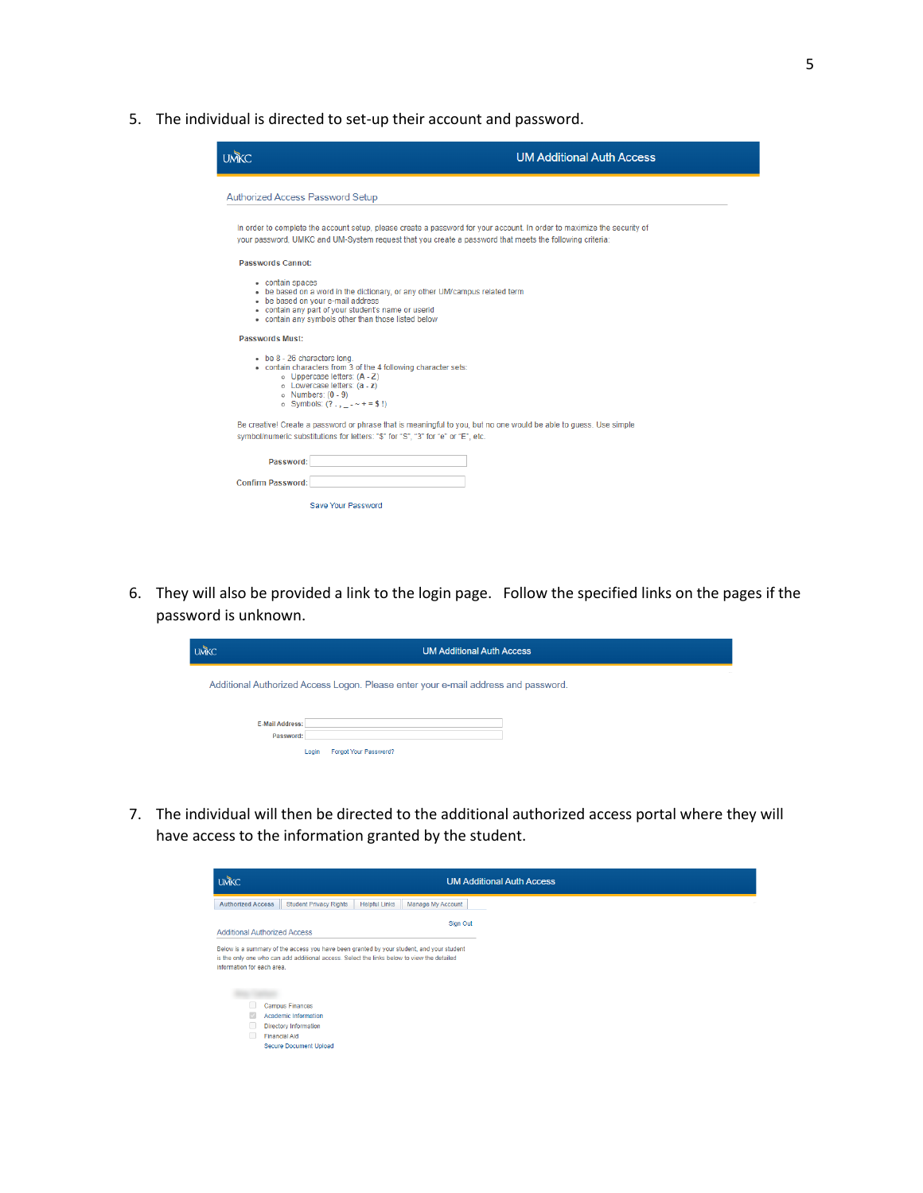5. The individual is directed to set-up their account and password.

UMKC — UM Additional Auth Access

Authorized Access Password Setup

In order to complete the account setup, please create a password for your account. In order to maximize the security of your password, UMKC and UM-System request that you create a password that meets the following criteria.

**Passwords Cannot:**

- contain spaces
- be based on a word in the dictionary, or any other UM/campus related term
- be based on your e-mail address
- contain any part of your student's name or userid
- contain any symbols other than those listed below

**Passwords Must:**

- be 8 - 26 characters long.
- contain characters from 3 of the 4 following character sets:
  - Uppercase letters: (A - Z)
  - Lowercase letters: (a - z)
  - Numbers: (0 - 9)
  - Symbols: (? . , _ - ~ + = $ !)

Be creative! Create a password or phrase that is meaningful to you, but no one would be able to guess. Use simple symbol/numeric substitutions for letters: "$" for "S", "3" for "e" or "E", etc.

Password:

Confirm Password:

Save Your Password

6. They will also be provided a link to the login page. Follow the specified links on the pages if the password is unknown.

UMKC — UM Additional Auth Access

Additional Authorized Access Logon. Please enter your e-mail address and password.

E-Mail Address:

Password:

Login   Forgot Your Password?

7. The individual will then be directed to the additional authorized access portal where they will have access to the information granted by the student.

UMKC — UM Additional Auth Access

Authorized Access | Student Privacy Rights | Helpful Links | Manage My Account

Sign Out

Additional Authorized Access

Below is a summary of the access you have been granted by your student, and your student is the only one who can add additional access. Select the links below to view the detailed information for each area.

- Campus Finances
- Academic Information
- Directory Information
- Financial Aid
- Secure Document Upload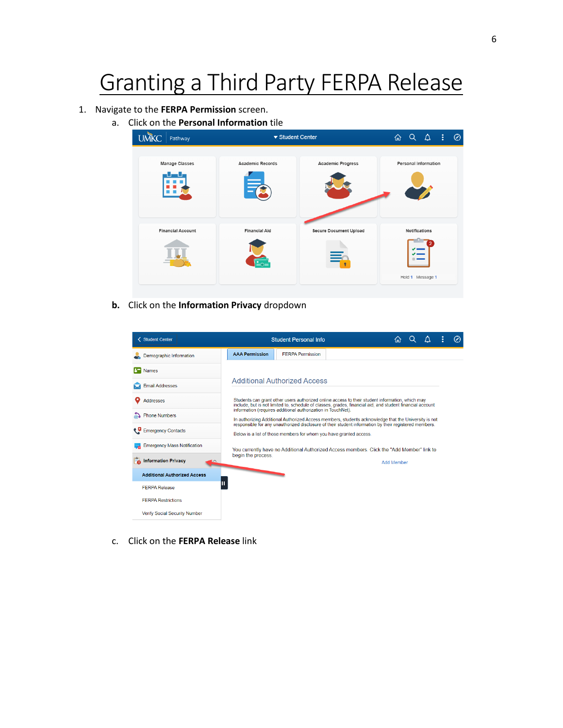# Granting a Third Party FERPA Release

1. Navigate to the **FERPA Permission** screen.
   a. Click on the **Personal Information** tile

   **b.** Click on the **Information Privacy** dropdown

   c. Click on the **FERPA Release** link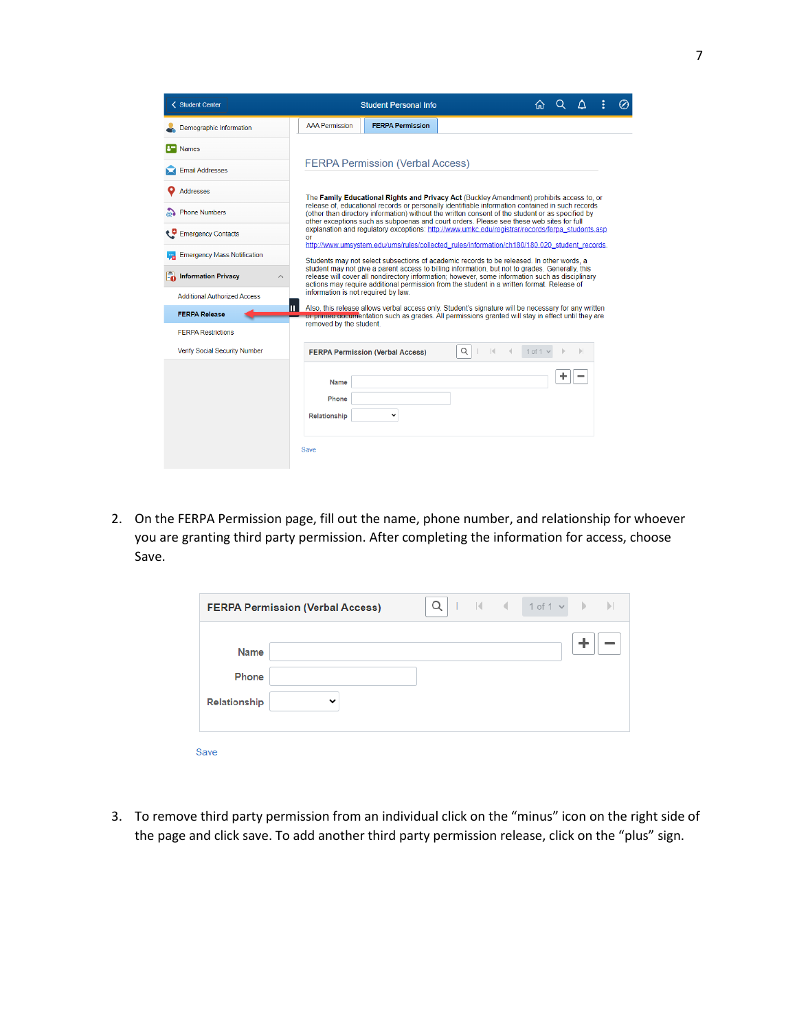2. On the FERPA Permission page, fill out the name, phone number, and relationship for whoever you are granting third party permission. After completing the information for access, choose Save.

3. To remove third party permission from an individual click on the "minus" icon on the right side of the page and click save. To add another third party permission release, click on the "plus" sign.